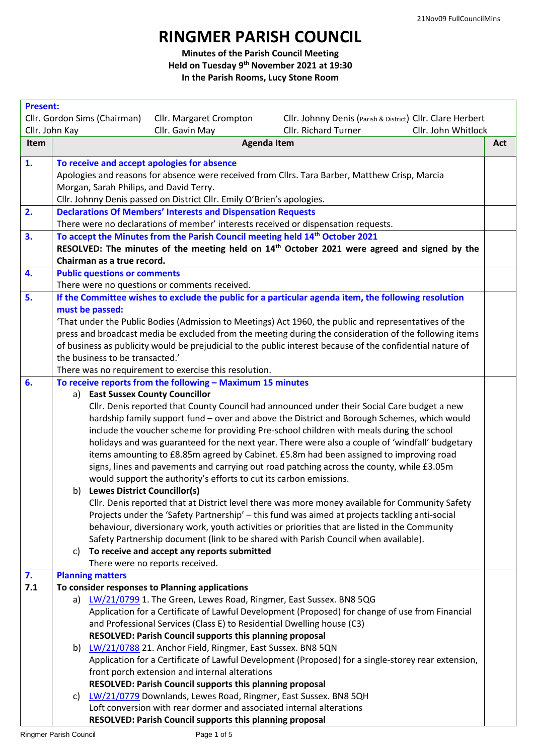# RINGMER PARISH COUNCIL

**Minutes of the Parish Council Meeting**
**Held on Tuesday 9th November 2021 at 19:30**
**In the Parish Rooms, Lucy Stone Room**

**Present:**

| | | | |
|---|---|---|---|
| Cllr. Gordon Sims (Chairman) | Cllr. Margaret Crompton | Cllr. Johnny Denis (Parish & District) | Cllr. Clare Herbert |
| Cllr. John Kay | Cllr. Gavin May | Cllr. Richard Turner | Cllr. John Whitlock |

| Item | Agenda Item | Act |
|---|---|---|
| **1.** | **To receive and accept apologies for absence**<br>Apologies and reasons for absence were received from Cllrs. Tara Barber, Matthew Crisp, Marcia Morgan, Sarah Philips, and David Terry.<br>Cllr. Johnny Denis passed on District Cllr. Emily O'Brien's apologies. | |
| **2.** | **Declarations Of Members' Interests and Dispensation Requests**<br>There were no declarations of member' interests received or dispensation requests. | |
| **3.** | **To accept the Minutes from the Parish Council meeting held 14th October 2021**<br>**RESOLVED: The minutes of the meeting held on 14th October 2021 were agreed and signed by the Chairman as a true record.** | |
| **4.** | **Public questions or comments**<br>There were no questions or comments received. | |
| **5.** | **If the Committee wishes to exclude the public for a particular agenda item, the following resolution must be passed:**<br>'That under the Public Bodies (Admission to Meetings) Act 1960, the public and representatives of the press and broadcast media be excluded from the meeting during the consideration of the following items of business as publicity would be prejudicial to the public interest because of the confidential nature of the business to be transacted.'<br>There was no requirement to exercise this resolution. | |
| **6.** | **To receive reports from the following – Maximum 15 minutes**<br>a) **East Sussex County Councillor**<br>Cllr. Denis reported that County Council had announced under their Social Care budget a new hardship family support fund – over and above the District and Borough Schemes, which would include the voucher scheme for providing Pre-school children with meals during the school holidays and was guaranteed for the next year. There were also a couple of 'windfall' budgetary items amounting to £8.85m agreed by Cabinet. £5.8m had been assigned to improving road signs, lines and pavements and carrying out road patching across the county, while £3.05m would support the authority's efforts to cut its carbon emissions.<br>b) **Lewes District Councillor(s)**<br>Cllr. Denis reported that at District level there was more money available for Community Safety Projects under the 'Safety Partnership' – this fund was aimed at projects tackling anti-social behaviour, diversionary work, youth activities or priorities that are listed in the Community Safety Partnership document (link to be shared with Parish Council when available).<br>c) **To receive and accept any reports submitted**<br>There were no reports received. | |
| **7.** | **Planning matters** | |
| **7.1** | **To consider responses to Planning applications**<br>a) LW/21/0799 1. The Green, Lewes Road, Ringmer, East Sussex. BN8 5QG<br>Application for a Certificate of Lawful Development (Proposed) for change of use from Financial and Professional Services (Class E) to Residential Dwelling house (C3)<br>**RESOLVED: Parish Council supports this planning proposal**<br>b) LW/21/0788 21. Anchor Field, Ringmer, East Sussex. BN8 5QN<br>Application for a Certificate of Lawful Development (Proposed) for a single-storey rear extension, front porch extension and internal alterations<br>**RESOLVED: Parish Council supports this planning proposal**<br>c) LW/21/0779 Downlands, Lewes Road, Ringmer, East Sussex. BN8 5QH<br>Loft conversion with rear dormer and associated internal alterations<br>**RESOLVED: Parish Council supports this planning proposal** | |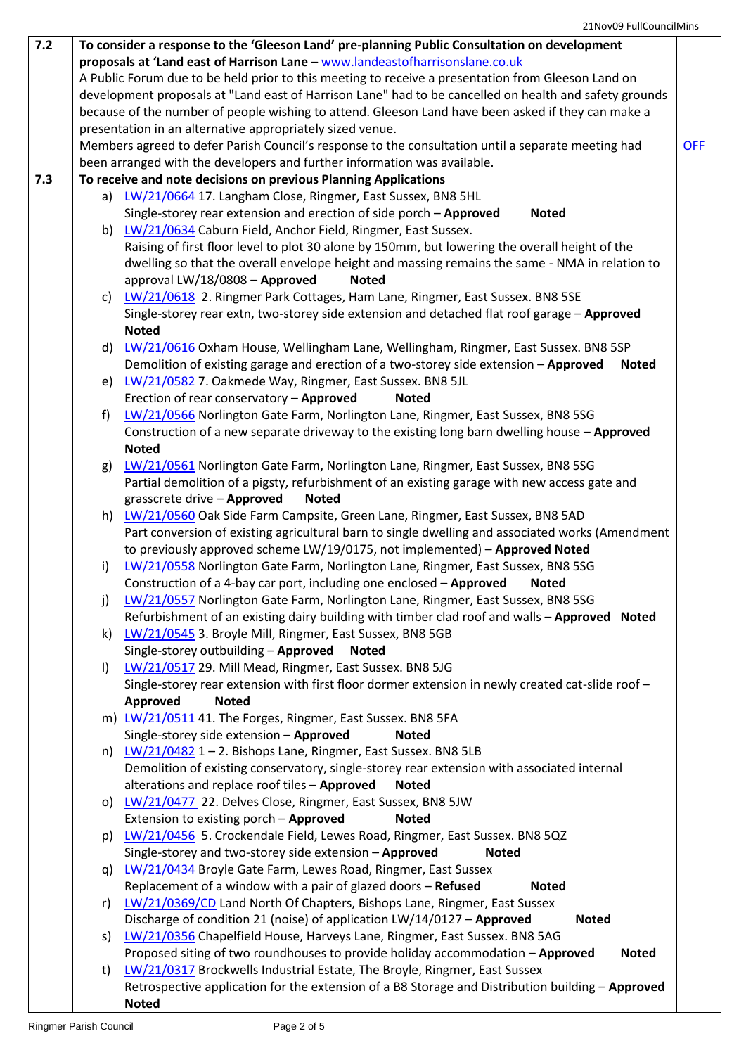| | | |
|---|---|---|
| **7.2** | **To consider a response to the 'Gleeson Land' pre-planning Public Consultation on development proposals at 'Land east of Harrison Lane** – www.landeastofharrisonslane.co.uk<br>A Public Forum due to be held prior to this meeting to receive a presentation from Gleeson Land on development proposals at "Land east of Harrison Lane" had to be cancelled on health and safety grounds because of the number of people wishing to attend. Gleeson Land have been asked if they can make a presentation in an alternative appropriately sized venue.<br>Members agreed to defer Parish Council's response to the consultation until a separate meeting had been arranged with the developers and further information was available. | OFF |
| **7.3** | **To receive and note decisions on previous Planning Applications**<br>a) LW/21/0664 17. Langham Close, Ringmer, East Sussex, BN8 5HL<br>Single-storey rear extension and erection of side porch – **Approved** **Noted**<br>b) LW/21/0634 Caburn Field, Anchor Field, Ringmer, East Sussex.<br>Raising of first floor level to plot 30 alone by 150mm, but lowering the overall height of the dwelling so that the overall envelope height and massing remains the same - NMA in relation to approval LW/18/0808 – **Approved** **Noted**<br>c) LW/21/0618 2. Ringmer Park Cottages, Ham Lane, Ringmer, East Sussex. BN8 5SE<br>Single-storey rear extn, two-storey side extension and detached flat roof garage – **Approved** **Noted**<br>d) LW/21/0616 Oxham House, Wellingham Lane, Wellingham, Ringmer, East Sussex. BN8 5SP<br>Demolition of existing garage and erection of a two-storey side extension – **Approved** **Noted**<br>e) LW/21/0582 7. Oakmede Way, Ringmer, East Sussex. BN8 5JL<br>Erection of rear conservatory – **Approved** **Noted**<br>f) LW/21/0566 Norlington Gate Farm, Norlington Lane, Ringmer, East Sussex, BN8 5SG<br>Construction of a new separate driveway to the existing long barn dwelling house – **Approved** **Noted**<br>g) LW/21/0561 Norlington Gate Farm, Norlington Lane, Ringmer, East Sussex, BN8 5SG<br>Partial demolition of a pigsty, refurbishment of an existing garage with new access gate and grasscrete drive – **Approved** **Noted**<br>h) LW/21/0560 Oak Side Farm Campsite, Green Lane, Ringmer, East Sussex, BN8 5AD<br>Part conversion of existing agricultural barn to single dwelling and associated works (Amendment to previously approved scheme LW/19/0175, not implemented) – **Approved Noted**<br>i) LW/21/0558 Norlington Gate Farm, Norlington Lane, Ringmer, East Sussex, BN8 5SG<br>Construction of a 4-bay car port, including one enclosed – **Approved** **Noted**<br>j) LW/21/0557 Norlington Gate Farm, Norlington Lane, Ringmer, East Sussex, BN8 5SG<br>Refurbishment of an existing dairy building with timber clad roof and walls – **Approved** **Noted**<br>k) LW/21/0545 3. Broyle Mill, Ringmer, East Sussex, BN8 5GB<br>Single-storey outbuilding – **Approved** **Noted**<br>l) LW/21/0517 29. Mill Mead, Ringmer, East Sussex. BN8 5JG<br>Single-storey rear extension with first floor dormer extension in newly created cat-slide roof – **Approved** **Noted**<br>m) LW/21/0511 41. The Forges, Ringmer, East Sussex. BN8 5FA<br>Single-storey side extension – **Approved** **Noted**<br>n) LW/21/0482 1 – 2. Bishops Lane, Ringmer, East Sussex. BN8 5LB<br>Demolition of existing conservatory, single-storey rear extension with associated internal alterations and replace roof tiles – **Approved** **Noted**<br>o) LW/21/0477 22. Delves Close, Ringmer, East Sussex, BN8 5JW<br>Extension to existing porch – **Approved** **Noted**<br>p) LW/21/0456 5. Crockendale Field, Lewes Road, Ringmer, East Sussex. BN8 5QZ<br>Single-storey and two-storey side extension – **Approved** **Noted**<br>q) LW/21/0434 Broyle Gate Farm, Lewes Road, Ringmer, East Sussex<br>Replacement of a window with a pair of glazed doors – **Refused** **Noted**<br>r) LW/21/0369/CD Land North Of Chapters, Bishops Lane, Ringmer, East Sussex<br>Discharge of condition 21 (noise) of application LW/14/0127 – **Approved** **Noted**<br>s) LW/21/0356 Chapelfield House, Harveys Lane, Ringmer, East Sussex. BN8 5AG<br>Proposed siting of two roundhouses to provide holiday accommodation – **Approved** **Noted**<br>t) LW/21/0317 Brockwells Industrial Estate, The Broyle, Ringmer, East Sussex<br>Retrospective application for the extension of a B8 Storage and Distribution building – **Approved** **Noted** | |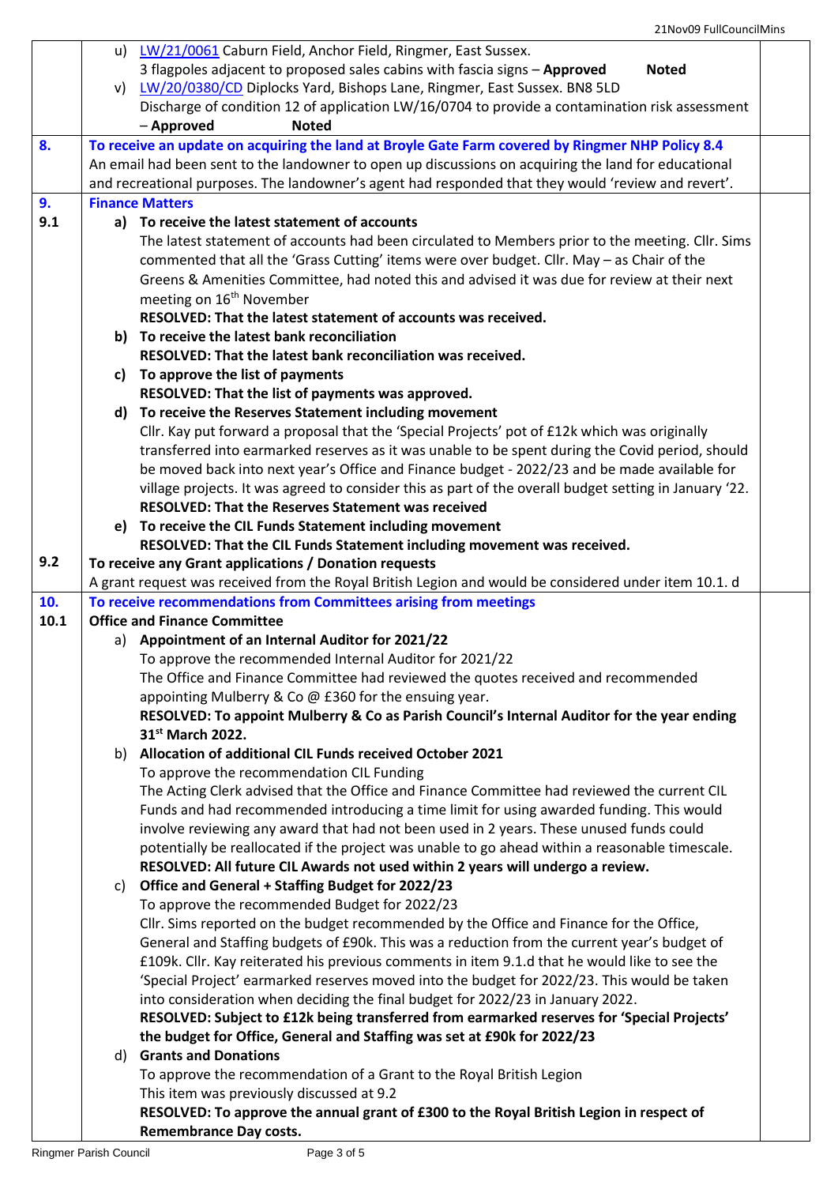u) LW/21/0061 Caburn Field, Anchor Field, Ringmer, East Sussex.
3 flagpoles adjacent to proposed sales cabins with fascia signs – **Approved** **Noted**

v) LW/20/0380/CD Diplocks Yard, Bishops Lane, Ringmer, East Sussex. BN8 5LD
Discharge of condition 12 of application LW/16/0704 to provide a contamination risk assessment – **Approved** **Noted**

## 8. To receive an update on acquiring the land at Broyle Gate Farm covered by Ringmer NHP Policy 8.4

An email had been sent to the landowner to open up discussions on acquiring the land for educational and recreational purposes. The landowner's agent had responded that they would 'review and revert'.

## 9. Finance Matters

### 9.1

**a) To receive the latest statement of accounts**

The latest statement of accounts had been circulated to Members prior to the meeting. Cllr. Sims commented that all the 'Grass Cutting' items were over budget. Cllr. May – as Chair of the Greens & Amenities Committee, had noted this and advised it was due for review at their next meeting on 16th November

**RESOLVED: That the latest statement of accounts was received.**

**b) To receive the latest bank reconciliation**

**RESOLVED: That the latest bank reconciliation was received.**

**c) To approve the list of payments**

**RESOLVED: That the list of payments was approved.**

**d) To receive the Reserves Statement including movement**

Cllr. Kay put forward a proposal that the 'Special Projects' pot of £12k which was originally transferred into earmarked reserves as it was unable to be spent during the Covid period, should be moved back into next year's Office and Finance budget - 2022/23 and be made available for village projects. It was agreed to consider this as part of the overall budget setting in January '22.

**RESOLVED: That the Reserves Statement was received**

**e) To receive the CIL Funds Statement including movement**

**RESOLVED: That the CIL Funds Statement including movement was received.**

### 9.2 To receive any Grant applications / Donation requests

A grant request was received from the Royal British Legion and would be considered under item 10.1. d

## 10. To receive recommendations from Committees arising from meetings

### 10.1 Office and Finance Committee

**a) Appointment of an Internal Auditor for 2021/22**

To approve the recommended Internal Auditor for 2021/22

The Office and Finance Committee had reviewed the quotes received and recommended appointing Mulberry & Co @ £360 for the ensuing year.

**RESOLVED: To appoint Mulberry & Co as Parish Council's Internal Auditor for the year ending 31st March 2022.**

**b) Allocation of additional CIL Funds received October 2021**

To approve the recommendation CIL Funding

The Acting Clerk advised that the Office and Finance Committee had reviewed the current CIL Funds and had recommended introducing a time limit for using awarded funding. This would involve reviewing any award that had not been used in 2 years. These unused funds could potentially be reallocated if the project was unable to go ahead within a reasonable timescale.

**RESOLVED: All future CIL Awards not used within 2 years will undergo a review.**

**c) Office and General + Staffing Budget for 2022/23**

To approve the recommended Budget for 2022/23

Cllr. Sims reported on the budget recommended by the Office and Finance for the Office, General and Staffing budgets of £90k. This was a reduction from the current year's budget of £109k. Cllr. Kay reiterated his previous comments in item 9.1.d that he would like to see the 'Special Project' earmarked reserves moved into the budget for 2022/23. This would be taken into consideration when deciding the final budget for 2022/23 in January 2022.

**RESOLVED: Subject to £12k being transferred from earmarked reserves for 'Special Projects' the budget for Office, General and Staffing was set at £90k for 2022/23**

**d) Grants and Donations**

To approve the recommendation of a Grant to the Royal British Legion

This item was previously discussed at 9.2

**RESOLVED: To approve the annual grant of £300 to the Royal British Legion in respect of Remembrance Day costs.**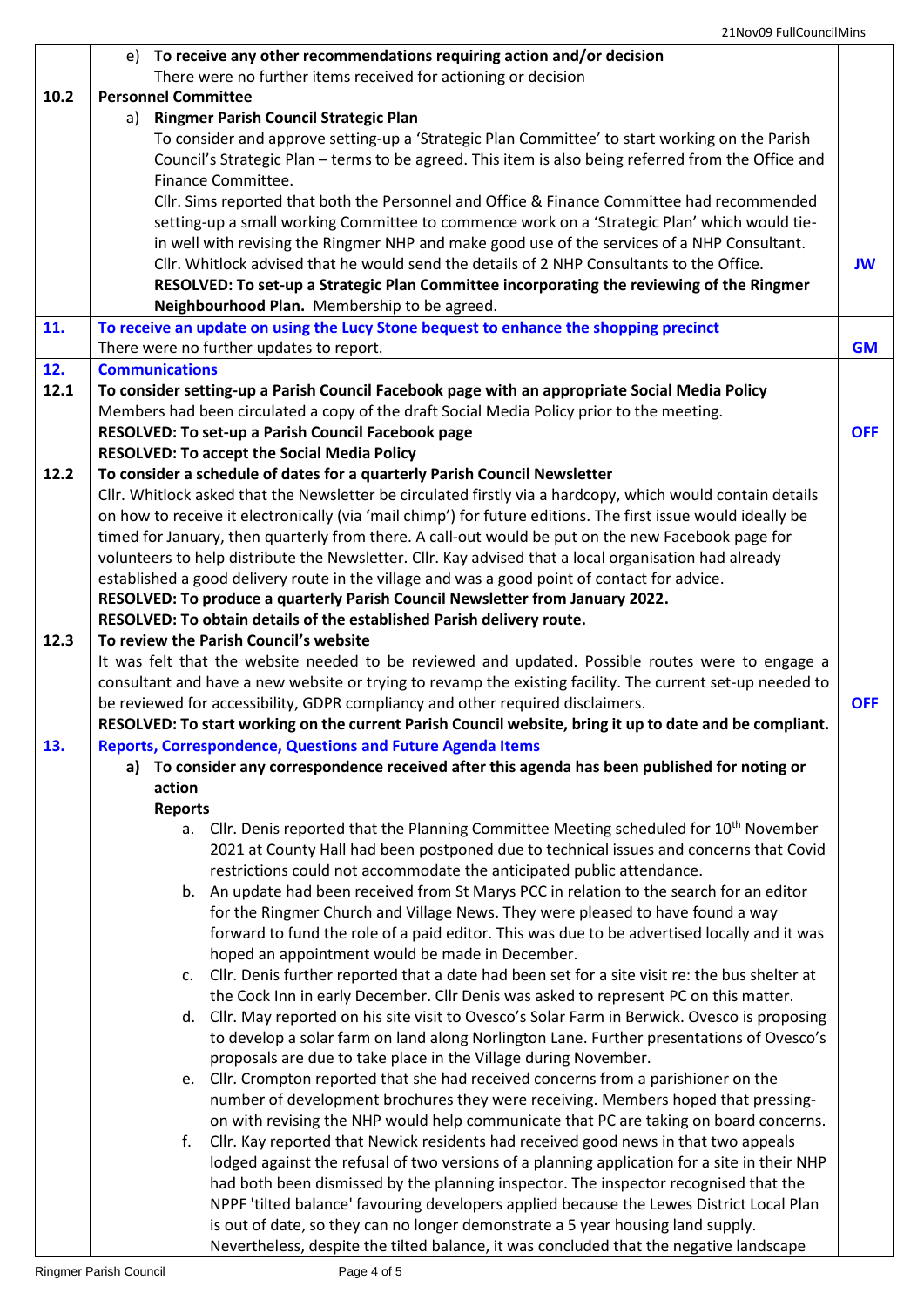| | | |
|---|---|---|
| | e) **To receive any other recommendations requiring action and/or decision**<br>There were no further items received for actioning or decision | |
| **10.2** | **Personnel Committee**<br>a) **Ringmer Parish Council Strategic Plan**<br>To consider and approve setting-up a 'Strategic Plan Committee' to start working on the Parish Council's Strategic Plan – terms to be agreed. This item is also being referred from the Office and Finance Committee.<br>Cllr. Sims reported that both the Personnel and Office & Finance Committee had recommended setting-up a small working Committee to commence work on a 'Strategic Plan' which would tie-in well with revising the Ringmer NHP and make good use of the services of a NHP Consultant.<br>Cllr. Whitlock advised that he would send the details of 2 NHP Consultants to the Office.<br>**RESOLVED: To set-up a Strategic Plan Committee incorporating the reviewing of the Ringmer Neighbourhood Plan.** Membership to be agreed. | **JW** |
| **11.** | **To receive an update on using the Lucy Stone bequest to enhance the shopping precinct**<br>There were no further updates to report. | **GM** |
| **12.**<br>**12.1** | **Communications**<br>**To consider setting-up a Parish Council Facebook page with an appropriate Social Media Policy**<br>Members had been circulated a copy of the draft Social Media Policy prior to the meeting.<br>**RESOLVED: To set-up a Parish Council Facebook page**<br>**RESOLVED: To accept the Social Media Policy** | **OFF** |
| **12.2** | **To consider a schedule of dates for a quarterly Parish Council Newsletter**<br>Cllr. Whitlock asked that the Newsletter be circulated firstly via a hardcopy, which would contain details on how to receive it electronically (via 'mail chimp') for future editions. The first issue would ideally be timed for January, then quarterly from there. A call-out would be put on the new Facebook page for volunteers to help distribute the Newsletter. Cllr. Kay advised that a local organisation had already established a good delivery route in the village and was a good point of contact for advice.<br>**RESOLVED: To produce a quarterly Parish Council Newsletter from January 2022.**<br>**RESOLVED: To obtain details of the established Parish delivery route.** | |
| **12.3** | **To review the Parish Council's website**<br>It was felt that the website needed to be reviewed and updated. Possible routes were to engage a consultant and have a new website or trying to revamp the existing facility. The current set-up needed to be reviewed for accessibility, GDPR compliancy and other required disclaimers.<br>**RESOLVED: To start working on the current Parish Council website, bring it up to date and be compliant.** | **OFF** |
| **13.** | **Reports, Correspondence, Questions and Future Agenda Items**<br>a) **To consider any correspondence received after this agenda has been published for noting or action**<br>**Reports**<br>a. Cllr. Denis reported that the Planning Committee Meeting scheduled for 10th November 2021 at County Hall had been postponed due to technical issues and concerns that Covid restrictions could not accommodate the anticipated public attendance.<br>b. An update had been received from St Marys PCC in relation to the search for an editor for the Ringmer Church and Village News. They were pleased to have found a way forward to fund the role of a paid editor. This was due to be advertised locally and it was hoped an appointment would be made in December.<br>c. Cllr. Denis further reported that a date had been set for a site visit re: the bus shelter at the Cock Inn in early December. Cllr Denis was asked to represent PC on this matter.<br>d. Cllr. May reported on his site visit to Ovesco's Solar Farm in Berwick. Ovesco is proposing to develop a solar farm on land along Norlington Lane. Further presentations of Ovesco's proposals are due to take place in the Village during November.<br>e. Cllr. Crompton reported that she had received concerns from a parishioner on the number of development brochures they were receiving. Members hoped that pressing-on with revising the NHP would help communicate that PC are taking on board concerns.<br>f. Cllr. Kay reported that Newick residents had received good news in that two appeals lodged against the refusal of two versions of a planning application for a site in their NHP had both been dismissed by the planning inspector. The inspector recognised that the NPPF 'tilted balance' favouring developers applied because the Lewes District Local Plan is out of date, so they can no longer demonstrate a 5 year housing land supply. Nevertheless, despite the tilted balance, it was concluded that the negative landscape | |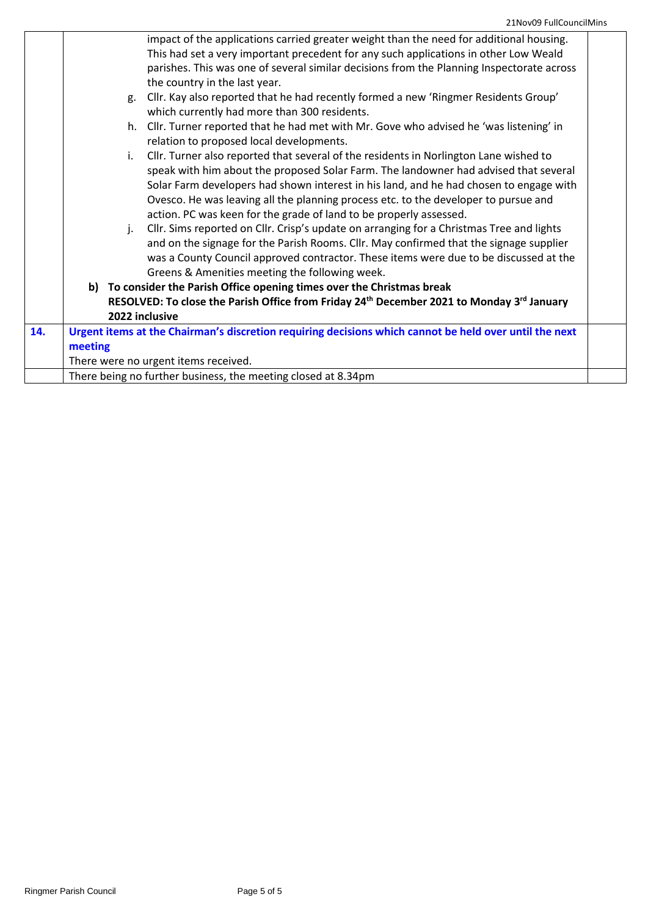impact of the applications carried greater weight than the need for additional housing. This had set a very important precedent for any such applications in other Low Weald parishes. This was one of several similar decisions from the Planning Inspectorate across the country in the last year.

g. Cllr. Kay also reported that he had recently formed a new 'Ringmer Residents Group' which currently had more than 300 residents.

h. Cllr. Turner reported that he had met with Mr. Gove who advised he 'was listening' in relation to proposed local developments.

i. Cllr. Turner also reported that several of the residents in Norlington Lane wished to speak with him about the proposed Solar Farm. The landowner had advised that several Solar Farm developers had shown interest in his land, and he had chosen to engage with Ovesco. He was leaving all the planning process etc. to the developer to pursue and action. PC was keen for the grade of land to be properly assessed.

j. Cllr. Sims reported on Cllr. Crisp's update on arranging for a Christmas Tree and lights and on the signage for the Parish Rooms. Cllr. May confirmed that the signage supplier was a County Council approved contractor. These items were due to be discussed at the Greens & Amenities meeting the following week.

**b) To consider the Parish Office opening times over the Christmas break**

**RESOLVED: To close the Parish Office from Friday 24th December 2021 to Monday 3rd January 2022 inclusive**

**14. Urgent items at the Chairman's discretion requiring decisions which cannot be held over until the next meeting**

There were no urgent items received.

There being no further business, the meeting closed at 8.34pm